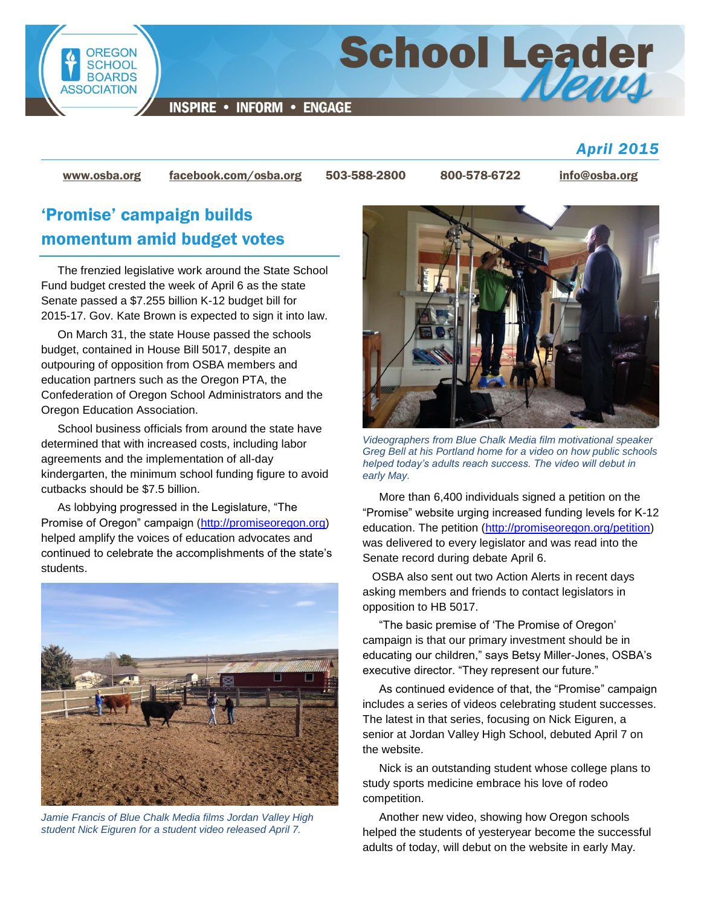# School Leader News

INSPIRE • INFORM • ENGAGE

*April 2015*

www.osba.org | facebook.com/osba.org | 503-588-2800 | 800-578-6722 | info@osba.org

## 'Promise' campaign builds momentum amid budget votes

The frenzied legislative work around the State School Fund budget crested the week of April 6 as the state Senate passed a $7.255 billion K-12 budget bill for 2015-17. Gov. Kate Brown is expected to sign it into law.

On March 31, the state House passed the schools budget, contained in House Bill 5017, despite an outpouring of opposition from OSBA members and education partners such as the Oregon PTA, the Confederation of Oregon School Administrators and the Oregon Education Association.

School business officials from around the state have determined that with increased costs, including labor agreements and the implementation of all-day kindergarten, the minimum school funding figure to avoid cutbacks should be $7.5 billion.

As lobbying progressed in the Legislature, "The Promise of Oregon" campaign (http://promiseoregon.org) helped amplify the voices of education advocates and continued to celebrate the accomplishments of the state's students.

*Jamie Francis of Blue Chalk Media films Jordan Valley High student Nick Eiguren for a student video released April 7.*

*Videographers from Blue Chalk Media film motivational speaker Greg Bell at his Portland home for a video on how public schools helped today's adults reach success. The video will debut in early May.*

More than 6,400 individuals signed a petition on the "Promise" website urging increased funding levels for K-12 education. The petition (http://promiseoregon.org/petition) was delivered to every legislator and was read into the Senate record during debate April 6.

OSBA also sent out two Action Alerts in recent days asking members and friends to contact legislators in opposition to HB 5017.

"The basic premise of 'The Promise of Oregon' campaign is that our primary investment should be in educating our children," says Betsy Miller-Jones, OSBA's executive director. "They represent our future."

As continued evidence of that, the "Promise" campaign includes a series of videos celebrating student successes. The latest in that series, focusing on Nick Eiguren, a senior at Jordan Valley High School, debuted April 7 on the website.

Nick is an outstanding student whose college plans to study sports medicine embrace his love of rodeo competition.

Another new video, showing how Oregon schools helped the students of yesteryear become the successful adults of today, will debut on the website in early May.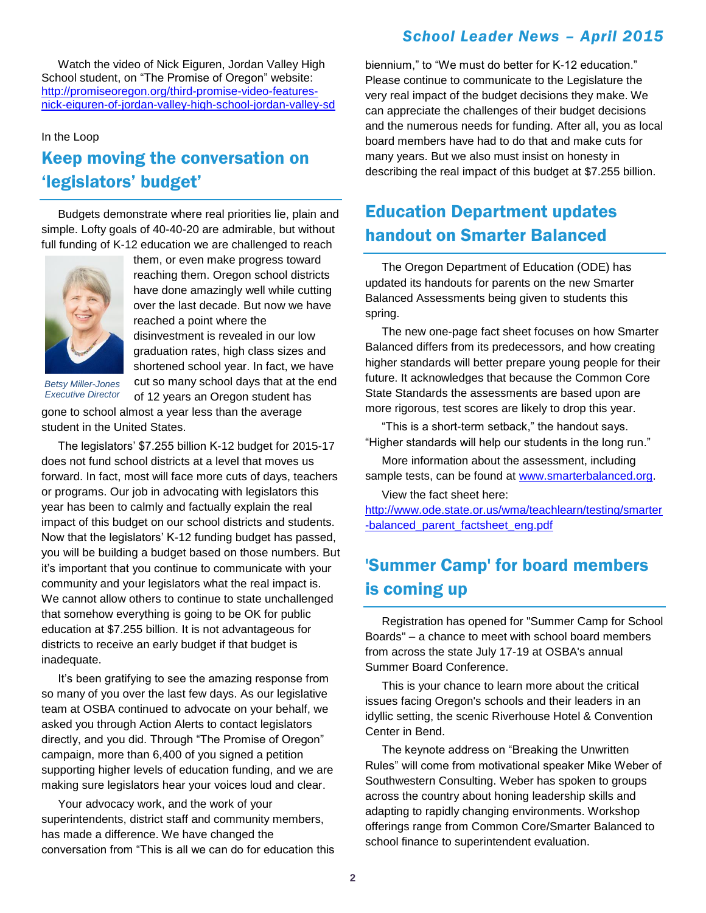Watch the video of Nick Eiguren, Jordan Valley High School student, on "The Promise of Oregon" website: http://promiseoregon.org/third-promise-video-features-nick-eiguren-of-jordan-valley-high-school-jordan-valley-sd

In the Loop

## Keep moving the conversation on 'legislators' budget'

Budgets demonstrate where real priorities lie, plain and simple. Lofty goals of 40-40-20 are admirable, but without full funding of K-12 education we are challenged to reach them, or even make progress toward reaching them. Oregon school districts have done amazingly well while cutting over the last decade. But now we have reached a point where the disinvestment is revealed in our low graduation rates, high class sizes and shortened school year. In fact, we have cut so many school days that at the end of 12 years an Oregon student has gone to school almost a year less than the average student in the United States.

*Betsy Miller-Jones*
*Executive Director*

The legislators' $7.255 billion K-12 budget for 2015-17 does not fund school districts at a level that moves us forward. In fact, most will face more cuts of days, teachers or programs. Our job in advocating with legislators this year has been to calmly and factually explain the real impact of this budget on our school districts and students. Now that the legislators' K-12 funding budget has passed, you will be building a budget based on those numbers. But it's important that you continue to communicate with your community and your legislators what the real impact is. We cannot allow others to continue to state unchallenged that somehow everything is going to be OK for public education at $7.255 billion. It is not advantageous for districts to receive an early budget if that budget is inadequate.

It's been gratifying to see the amazing response from so many of you over the last few days. As our legislative team at OSBA continued to advocate on your behalf, we asked you through Action Alerts to contact legislators directly, and you did. Through "The Promise of Oregon" campaign, more than 6,400 of you signed a petition supporting higher levels of education funding, and we are making sure legislators hear your voices loud and clear.

Your advocacy work, and the work of your superintendents, district staff and community members, has made a difference. We have changed the conversation from "This is all we can do for education this biennium," to "We must do better for K-12 education." Please continue to communicate to the Legislature the very real impact of the budget decisions they make. We can appreciate the challenges of their budget decisions and the numerous needs for funding. After all, you as local board members have had to do that and make cuts for many years. But we also must insist on honesty in describing the real impact of this budget at $7.255 billion.

## Education Department updates handout on Smarter Balanced

The Oregon Department of Education (ODE) has updated its handouts for parents on the new Smarter Balanced Assessments being given to students this spring.

The new one-page fact sheet focuses on how Smarter Balanced differs from its predecessors, and how creating higher standards will better prepare young people for their future. It acknowledges that because the Common Core State Standards the assessments are based upon are more rigorous, test scores are likely to drop this year.

"This is a short-term setback," the handout says. "Higher standards will help our students in the long run."

More information about the assessment, including sample tests, can be found at www.smarterbalanced.org.

View the fact sheet here:
http://www.ode.state.or.us/wma/teachlearn/testing/smarter-balanced_parent_factsheet_eng.pdf

## 'Summer Camp' for board members is coming up

Registration has opened for "Summer Camp for School Boards" – a chance to meet with school board members from across the state July 17-19 at OSBA's annual Summer Board Conference.

This is your chance to learn more about the critical issues facing Oregon's schools and their leaders in an idyllic setting, the scenic Riverhouse Hotel & Convention Center in Bend.

The keynote address on "Breaking the Unwritten Rules" will come from motivational speaker Mike Weber of Southwestern Consulting. Weber has spoken to groups across the country about honing leadership skills and adapting to rapidly changing environments. Workshop offerings range from Common Core/Smarter Balanced to school finance to superintendent evaluation.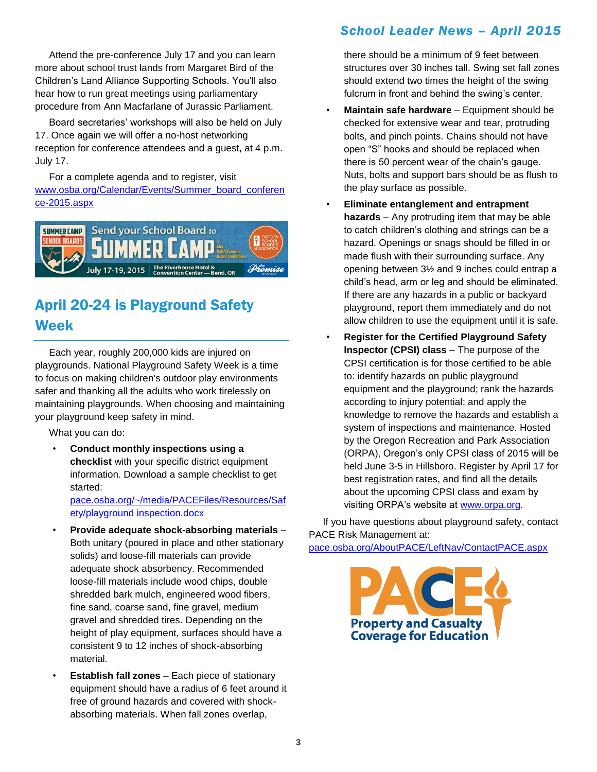Attend the pre-conference July 17 and you can learn more about school trust lands from Margaret Bird of the Children's Land Alliance Supporting Schools. You'll also hear how to run great meetings using parliamentary procedure from Ann Macfarlane of Jurassic Parliament.

Board secretaries' workshops will also be held on July 17. Once again we will offer a no-host networking reception for conference attendees and a guest, at 4 p.m. July 17.

For a complete agenda and to register, visit www.osba.org/Calendar/Events/Summer_board_conference-2015.aspx

## April 20-24 is Playground Safety Week

Each year, roughly 200,000 kids are injured on playgrounds. National Playground Safety Week is a time to focus on making children's outdoor play environments safer and thanking all the adults who work tirelessly on maintaining playgrounds. When choosing and maintaining your playground keep safety in mind.

What you can do:

- **Conduct monthly inspections using a checklist** with your specific district equipment information. Download a sample checklist to get started: pace.osba.org/~/media/PACEFiles/Resources/Safety/playground inspection.docx
- **Provide adequate shock-absorbing materials** – Both unitary (poured in place and other stationary solids) and loose-fill materials can provide adequate shock absorbency. Recommended loose-fill materials include wood chips, double shredded bark mulch, engineered wood fibers, fine sand, coarse sand, fine gravel, medium gravel and shredded tires. Depending on the height of play equipment, surfaces should have a consistent 9 to 12 inches of shock-absorbing material.
- **Establish fall zones** – Each piece of stationary equipment should have a radius of 6 feet around it free of ground hazards and covered with shock-absorbing materials. When fall zones overlap, there should be a minimum of 9 feet between structures over 30 inches tall. Swing set fall zones should extend two times the height of the swing fulcrum in front and behind the swing's center.
- **Maintain safe hardware** – Equipment should be checked for extensive wear and tear, protruding bolts, and pinch points. Chains should not have open "S" hooks and should be replaced when there is 50 percent wear of the chain's gauge. Nuts, bolts and support bars should be as flush to the play surface as possible.
- **Eliminate entanglement and entrapment hazards** – Any protruding item that may be able to catch children's clothing and strings can be a hazard. Openings or snags should be filled in or made flush with their surrounding surface. Any opening between 3½ and 9 inches could entrap a child's head, arm or leg and should be eliminated. If there are any hazards in a public or backyard playground, report them immediately and do not allow children to use the equipment until it is safe.
- **Register for the Certified Playground Safety Inspector (CPSI) class** – The purpose of the CPSI certification is for those certified to be able to: identify hazards on public playground equipment and the playground; rank the hazards according to injury potential; and apply the knowledge to remove the hazards and establish a system of inspections and maintenance. Hosted by the Oregon Recreation and Park Association (ORPA), Oregon's only CPSI class of 2015 will be held June 3-5 in Hillsboro. Register by April 17 for best registration rates, and find all the details about the upcoming CPSI class and exam by visiting ORPA's website at www.orpa.org.

If you have questions about playground safety, contact PACE Risk Management at: pace.osba.org/AboutPACE/LeftNav/ContactPACE.aspx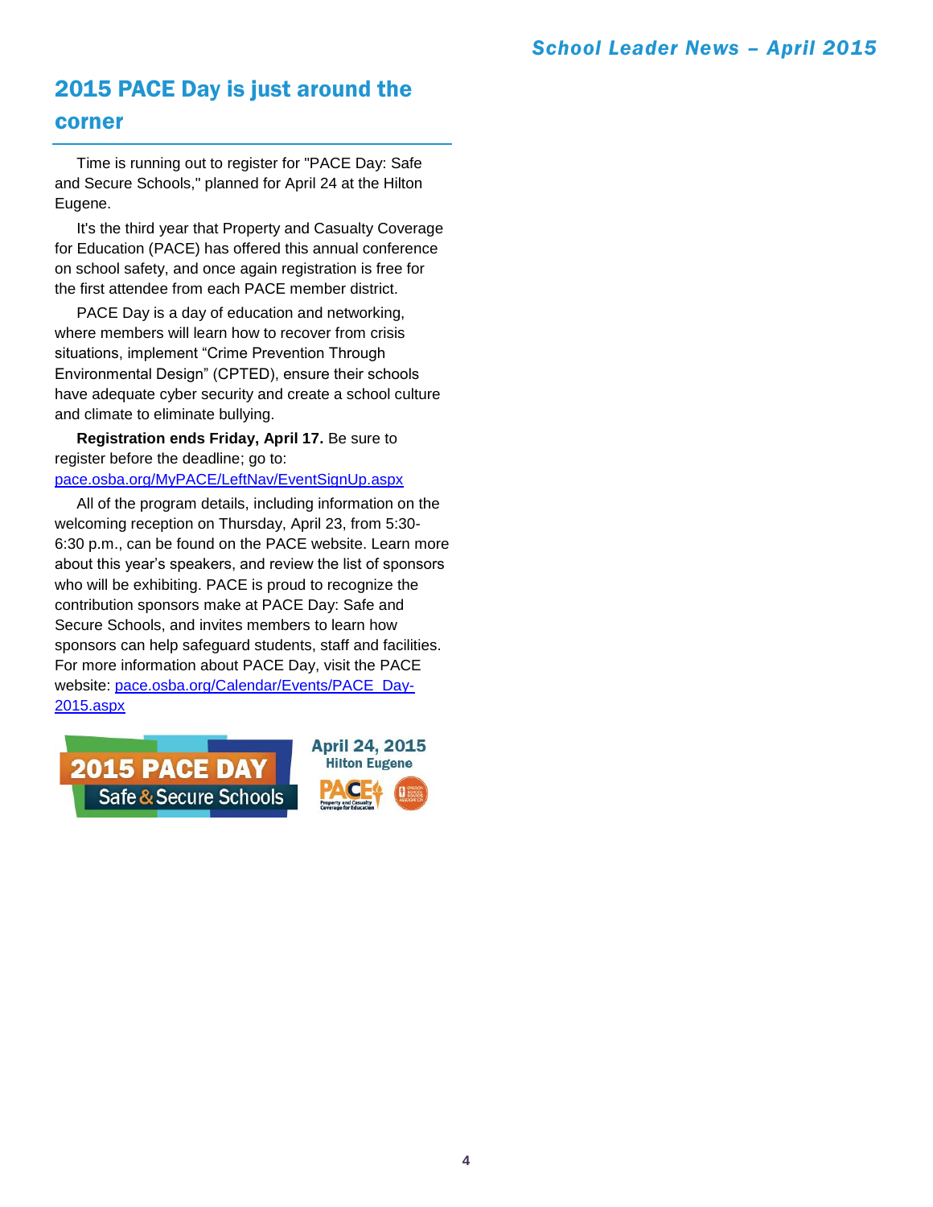## 2015 PACE Day is just around the corner

Time is running out to register for "PACE Day: Safe and Secure Schools," planned for April 24 at the Hilton Eugene.

It's the third year that Property and Casualty Coverage for Education (PACE) has offered this annual conference on school safety, and once again registration is free for the first attendee from each PACE member district.

PACE Day is a day of education and networking, where members will learn how to recover from crisis situations, implement "Crime Prevention Through Environmental Design" (CPTED), ensure their schools have adequate cyber security and create a school culture and climate to eliminate bullying.

**Registration ends Friday, April 17.** Be sure to register before the deadline; go to: [pace.osba.org/MyPACE/LeftNav/EventSignUp.aspx](pace.osba.org/MyPACE/LeftNav/EventSignUp.aspx)

All of the program details, including information on the welcoming reception on Thursday, April 23, from 5:30-6:30 p.m., can be found on the PACE website. Learn more about this year's speakers, and review the list of sponsors who will be exhibiting. PACE is proud to recognize the contribution sponsors make at PACE Day: Safe and Secure Schools, and invites members to learn how sponsors can help safeguard students, staff and facilities. For more information about PACE Day, visit the PACE website: [pace.osba.org/Calendar/Events/PACE_Day-2015.aspx](pace.osba.org/Calendar/Events/PACE_Day-2015.aspx)

2015 PACE DAY
Safe & Secure Schools

April 24, 2015
Hilton Eugene